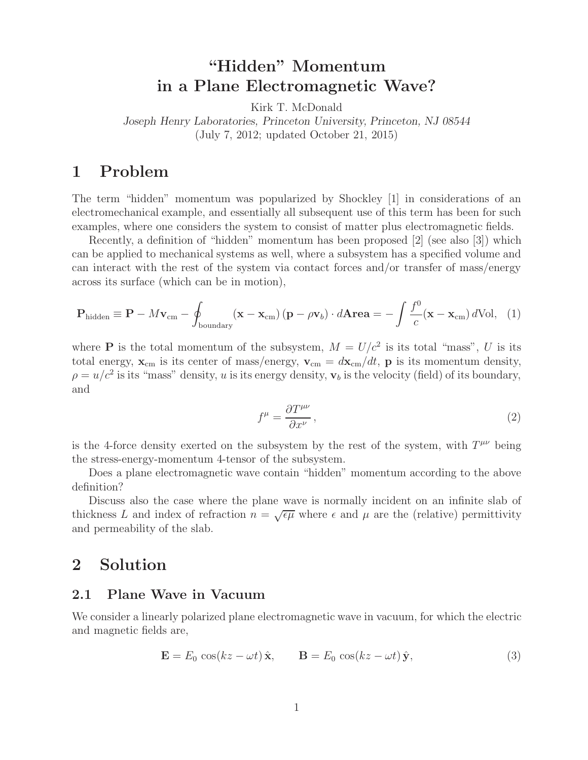# "Hidden" Momentum in a Plane Electromagnetic Wave?

Kirk T. McDonald

*Joseph Henry Laboratories, Princeton University, Princeton, NJ 08544*

(July 7, 2012; updated October 21, 2015)

## 1 Problem

The term "hidden" momentum was popularized by Shockley [1] in considerations of an electromechanical example, and essentially all subsequent use of this term has been for such examples, where one considers the system to consist of matter plus electromagnetic fields.

Recently, a definition of "hidden" momentum has been proposed [2] (see also [3]) which can be applied to mechanical systems as well, where a subsystem has a specified volume and can interact with the rest of the system via contact forces and/or transfer of mass/energy across its surface (which can be in motion),

$$\mathbf{P}_{\rm hidden} \equiv \mathbf{P} - M\mathbf{v}_{\rm cm} - \oint_{\rm boundary} (\mathbf{x} - \mathbf{x}_{\rm cm})\,(\mathbf{p} - \rho\mathbf{v}_b) \cdot d\mathbf{Area} = -\int \frac{f^0}{c}(\mathbf{x} - \mathbf{x}_{\rm cm})\, d{\rm Vol}, \quad (1)$$

where $\mathbf{P}$ is the total momentum of the subsystem, $M = U/c^2$ is its total "mass", $U$ is its total energy, $\mathbf{x}_{\rm cm}$ is its center of mass/energy, $\mathbf{v}_{\rm cm} = d\mathbf{x}_{\rm cm}/dt$, $\mathbf{p}$ is its momentum density, $\rho = u/c^2$ is its "mass" density, $u$ is its energy density, $\mathbf{v}_b$ is the velocity (field) of its boundary, and

$$f^\mu = \frac{\partial T^{\mu\nu}}{\partial x^\nu}\,, \quad (2)$$

is the 4-force density exerted on the subsystem by the rest of the system, with $T^{\mu\nu}$ being the stress-energy-momentum 4-tensor of the subsystem.

Does a plane electromagnetic wave contain "hidden" momentum according to the above definition?

Discuss also the case where the plane wave is normally incident on an infinite slab of thickness $L$ and index of refraction $n = \sqrt{\epsilon\mu}$ where $\epsilon$ and $\mu$ are the (relative) permittivity and permeability of the slab.

## 2 Solution

### 2.1 Plane Wave in Vacuum

We consider a linearly polarized plane electromagnetic wave in vacuum, for which the electric and magnetic fields are,

$$\mathbf{E} = E_0\,\cos(kz - \omega t)\,\hat{\mathbf{x}}, \qquad \mathbf{B} = E_0\,\cos(kz - \omega t)\,\hat{\mathbf{y}}, \quad (3)$$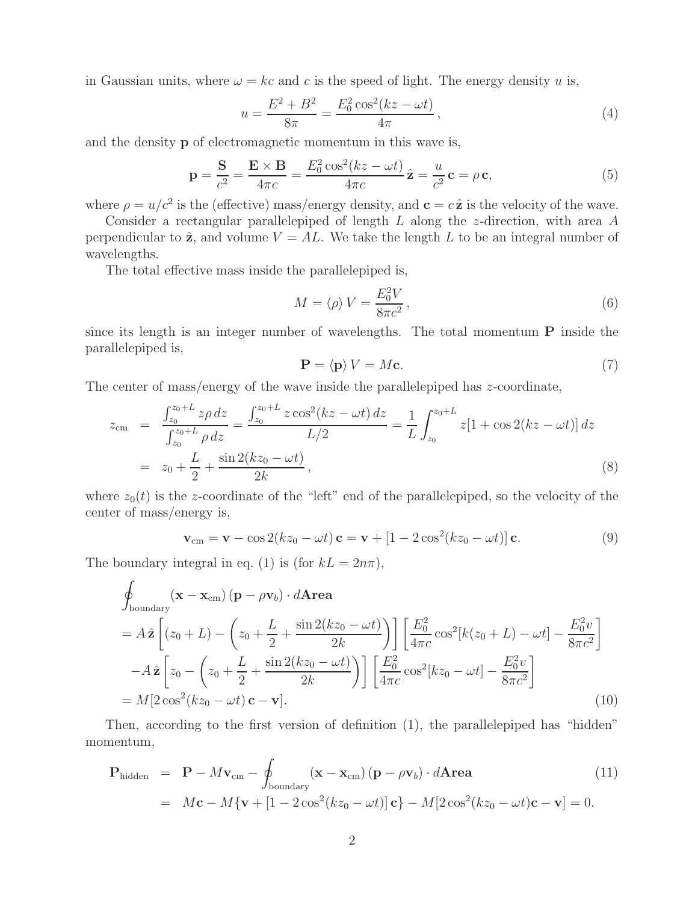in Gaussian units, where $\omega = kc$ and $c$ is the speed of light. The energy density $u$ is,

$$u = \frac{E^2 + B^2}{8\pi} = \frac{E_0^2 \cos^2(kz - \omega t)}{4\pi}, \tag{4}$$

and the density $\mathbf{p}$ of electromagnetic momentum in this wave is,

$$\mathbf{p} = \frac{\mathbf{S}}{c^2} = \frac{\mathbf{E} \times \mathbf{B}}{4\pi c} = \frac{E_0^2 \cos^2(kz - \omega t)}{4\pi c}\, \hat{\mathbf{z}} = \frac{u}{c^2}\, \mathbf{c} = \rho\, \mathbf{c}, \tag{5}$$

where $\rho = u/c^2$ is the (effective) mass/energy density, and $\mathbf{c} = c\,\hat{\mathbf{z}}$ is the velocity of the wave.

Consider a rectangular parallelepiped of length $L$ along the $z$-direction, with area $A$ perpendicular to $\hat{\mathbf{z}}$, and volume $V = AL$. We take the length $L$ to be an integral number of wavelengths.

The total effective mass inside the parallelepiped is,

$$M = \langle \rho \rangle\, V = \frac{E_0^2 V}{8\pi c^2}, \tag{6}$$

since its length is an integer number of wavelengths. The total momentum $\mathbf{P}$ inside the parallelepiped is,

$$\mathbf{P} = \langle \mathbf{p} \rangle\, V = M\mathbf{c}. \tag{7}$$

The center of mass/energy of the wave inside the parallelepiped has $z$-coordinate,

$$\begin{aligned}
z_{\rm cm} &= \frac{\int_{z_0}^{z_0+L} z\rho\, dz}{\int_{z_0}^{z_0+L} \rho\, dz} = \frac{\int_{z_0}^{z_0+L} z \cos^2(kz - \omega t)\, dz}{L/2} = \frac{1}{L}\int_{z_0}^{z_0+L} z[1 + \cos 2(kz - \omega t)]\, dz \\
&= z_0 + \frac{L}{2} + \frac{\sin 2(kz_0 - \omega t)}{2k},
\end{aligned} \tag{8}$$

where $z_0(t)$ is the $z$-coordinate of the "left" end of the parallelepiped, so the velocity of the center of mass/energy is,

$$\mathbf{v}_{\rm cm} = \mathbf{v} - \cos 2(kz_0 - \omega t)\, \mathbf{c} = \mathbf{v} + [1 - 2\cos^2(kz_0 - \omega t)]\, \mathbf{c}. \tag{9}$$

The boundary integral in eq. (1) is (for $kL = 2n\pi$),

$$\begin{aligned}
&\oint_{\rm boundary} (\mathbf{x} - \mathbf{x}_{\rm cm})\, (\mathbf{p} - \rho \mathbf{v}_b) \cdot d\mathbf{Area} \\
&= A\,\hat{\mathbf{z}} \left[(z_0 + L) - \left(z_0 + \frac{L}{2} + \frac{\sin 2(kz_0 - \omega t)}{2k}\right)\right] \left[\frac{E_0^2}{4\pi c}\cos^2[k(z_0 + L) - \omega t] - \frac{E_0^2 v}{8\pi c^2}\right] \\
&\quad - A\,\hat{\mathbf{z}} \left[z_0 - \left(z_0 + \frac{L}{2} + \frac{\sin 2(kz_0 - \omega t)}{2k}\right)\right] \left[\frac{E_0^2}{4\pi c}\cos^2[kz_0 - \omega t] - \frac{E_0^2 v}{8\pi c^2}\right] \\
&= M[2\cos^2(kz_0 - \omega t)\, \mathbf{c} - \mathbf{v}].
\end{aligned} \tag{10}$$

Then, according to the first version of definition (1), the parallelepiped has "hidden" momentum,

$$\begin{aligned}
\mathbf{P}_{\rm hidden} &= \mathbf{P} - M\mathbf{v}_{\rm cm} - \oint_{\rm boundary} (\mathbf{x} - \mathbf{x}_{\rm cm})\, (\mathbf{p} - \rho \mathbf{v}_b) \cdot d\mathbf{Area} \qquad (11) \\
&= M\mathbf{c} - M\{\mathbf{v} + [1 - 2\cos^2(kz_0 - \omega t)]\, \mathbf{c}\} - M[2\cos^2(kz_0 - \omega t)\mathbf{c} - \mathbf{v}] = 0.
\end{aligned}$$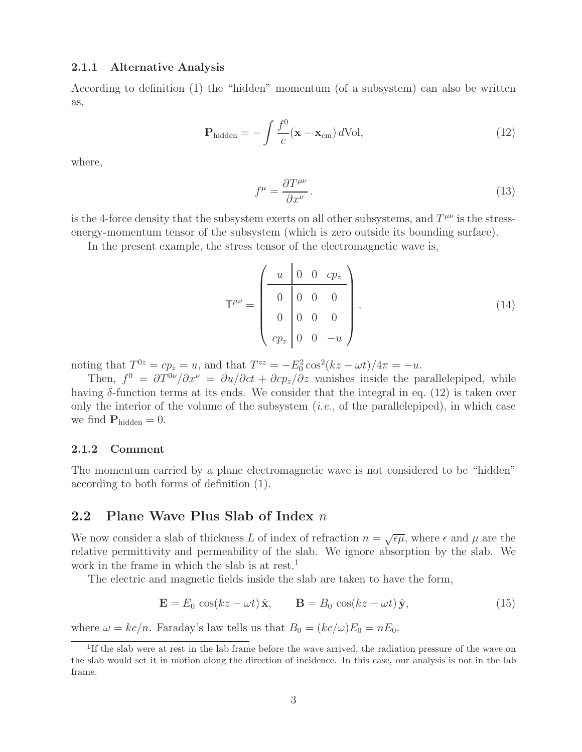#### 2.1.1 Alternative Analysis

According to definition (1) the "hidden" momentum (of a subsystem) can also be written as,

$$\mathbf{P}_{\rm hidden} = -\int \frac{f^0}{c}(\mathbf{x} - \mathbf{x}_{\rm cm})\, d\text{Vol}, \tag{12}$$

where,

$$f^\mu = \frac{\partial T^{\mu\nu}}{\partial x^\nu}\,. \tag{13}$$

is the 4-force density that the subsystem exerts on all other subsystems, and $T^{\mu\nu}$ is the stress-energy-momentum tensor of the subsystem (which is zero outside its bounding surface).

In the present example, the stress tensor of the electromagnetic wave is,

$$\mathsf{T}^{\mu\nu} = \left( \begin{array}{c|ccc} u & 0 & 0 & cp_z \\ \hline 0 & 0 & 0 & 0 \\ 0 & 0 & 0 & 0 \\ cp_z & 0 & 0 & -u \end{array} \right). \tag{14}$$

noting that $T^{0z} = cp_z = u$, and that $T^{zz} = -E_0^2 \cos^2(kz - \omega t)/4\pi = -u$.

Then, $f^0 = \partial T^{0\nu}/\partial x^\nu = \partial u/\partial ct + \partial cp_z/\partial z$ vanishes inside the parallelepiped, while having $\delta$-function terms at its ends. We consider that the integral in eq. (12) is taken over only the interior of the volume of the subsystem (*i.e.*, of the parallelepiped), in which case we find $\mathbf{P}_{\rm hidden} = 0$.

#### 2.1.2 Comment

The momentum carried by a plane electromagnetic wave is not considered to be "hidden" according to both forms of definition (1).

### 2.2 Plane Wave Plus Slab of Index $n$

We now consider a slab of thickness $L$ of index of refraction $n = \sqrt{\epsilon\mu}$, where $\epsilon$ and $\mu$ are the relative permittivity and permeability of the slab. We ignore absorption by the slab. We work in the frame in which the slab is at rest.[1]

The electric and magnetic fields inside the slab are taken to have the form,

$$\mathbf{E} = E_0 \cos(kz - \omega t)\,\hat{\mathbf{x}}, \qquad \mathbf{B} = B_0 \cos(kz - \omega t)\,\hat{\mathbf{y}}, \tag{15}$$

where $\omega = kc/n$. Faraday's law tells us that $B_0 = (kc/\omega)E_0 = nE_0$.

[1] If the slab were at rest in the lab frame before the wave arrived, the radiation pressure of the wave on the slab would set it in motion along the direction of incidence. In this case, our analysis is not in the lab frame.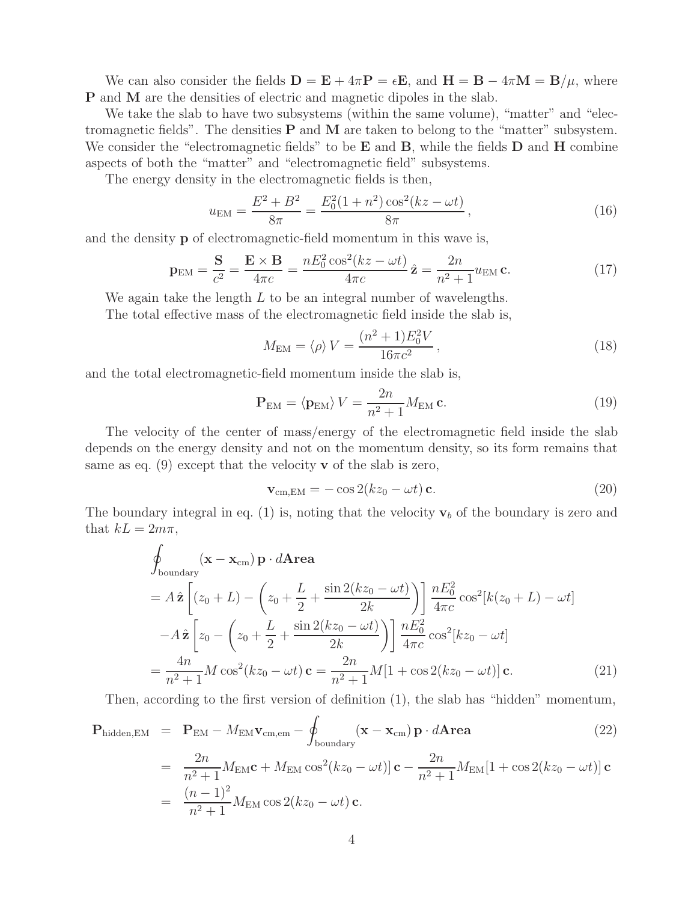We can also consider the fields $\mathbf{D} = \mathbf{E} + 4\pi\mathbf{P} = \epsilon\mathbf{E}$, and $\mathbf{H} = \mathbf{B} - 4\pi\mathbf{M} = \mathbf{B}/\mu$, where $\mathbf{P}$ and $\mathbf{M}$ are the densities of electric and magnetic dipoles in the slab.

We take the slab to have two subsystems (within the same volume), "matter" and "electromagnetic fields". The densities $\mathbf{P}$ and $\mathbf{M}$ are taken to belong to the "matter" subsystem. We consider the "electromagnetic fields" to be $\mathbf{E}$ and $\mathbf{B}$, while the fields $\mathbf{D}$ and $\mathbf{H}$ combine aspects of both the "matter" and "electromagnetic field" subsystems.

The energy density in the electromagnetic fields is then,

$$u_{\rm EM} = \frac{E^2 + B^2}{8\pi} = \frac{E_0^2(1+n^2)\cos^2(kz - \omega t)}{8\pi}\,, \tag{16}$$

and the density $\mathbf{p}$ of electromagnetic-field momentum in this wave is,

$$\mathbf{p}_{\rm EM} = \frac{\mathbf{S}}{c^2} = \frac{\mathbf{E}\times\mathbf{B}}{4\pi c} = \frac{nE_0^2\cos^2(kz-\omega t)}{4\pi c}\,\hat{\mathbf{z}} = \frac{2n}{n^2+1}u_{\rm EM}\,\mathbf{c}. \tag{17}$$

We again take the length $L$ to be an integral number of wavelengths.

The total effective mass of the electromagnetic field inside the slab is,

$$M_{\rm EM} = \langle\rho\rangle\,V = \frac{(n^2+1)E_0^2 V}{16\pi c^2}\,, \tag{18}$$

and the total electromagnetic-field momentum inside the slab is,

$$\mathbf{P}_{\rm EM} = \langle\mathbf{p}_{\rm EM}\rangle\,V = \frac{2n}{n^2+1}M_{\rm EM}\,\mathbf{c}. \tag{19}$$

The velocity of the center of mass/energy of the electromagnetic field inside the slab depends on the energy density and not on the momentum density, so its form remains that same as eq. (9) except that the velocity $\mathbf{v}$ of the slab is zero,

$$\mathbf{v}_{\rm cm,EM} = -\cos 2(kz_0 - \omega t)\,\mathbf{c}. \tag{20}$$

The boundary integral in eq. (1) is, noting that the velocity $\mathbf{v}_b$ of the boundary is zero and that $kL = 2m\pi$,

$$\begin{aligned}
&\oint_{\rm boundary}(\mathbf{x} - \mathbf{x}_{\rm cm})\,\mathbf{p}\cdot d\mathbf{Area} \\
&= A\,\hat{\mathbf{z}}\left[(z_0 + L) - \left(z_0 + \frac{L}{2} + \frac{\sin 2(kz_0 - \omega t)}{2k}\right)\right]\frac{nE_0^2}{4\pi c}\cos^2[k(z_0+L) - \omega t] \\
&\quad - A\,\hat{\mathbf{z}}\left[z_0 - \left(z_0 + \frac{L}{2} + \frac{\sin 2(kz_0 - \omega t)}{2k}\right)\right]\frac{nE_0^2}{4\pi c}\cos^2[kz_0 - \omega t] \\
&= \frac{4n}{n^2+1}M\cos^2(kz_0 - \omega t)\,\mathbf{c} = \frac{2n}{n^2+1}M[1 + \cos 2(kz_0 - \omega t)]\,\mathbf{c}.
\end{aligned} \tag{21}$$

Then, according to the first version of definition (1), the slab has "hidden" momentum,

$$\begin{aligned}
\mathbf{P}_{\rm hidden,EM} &= \mathbf{P}_{\rm EM} - M_{\rm EM}\mathbf{v}_{\rm cm,em} - \oint_{\rm boundary}(\mathbf{x} - \mathbf{x}_{\rm cm})\,\mathbf{p}\cdot d\mathbf{Area} \qquad (22) \\
&= \frac{2n}{n^2+1}M_{\rm EM}\mathbf{c} + M_{\rm EM}\cos^2(kz_0 - \omega t)]\,\mathbf{c} - \frac{2n}{n^2+1}M_{\rm EM}[1 + \cos 2(kz_0 - \omega t)]\,\mathbf{c} \\
&= \frac{(n-1)^2}{n^2+1}M_{\rm EM}\cos 2(kz_0 - \omega t)\,\mathbf{c}.
\end{aligned}$$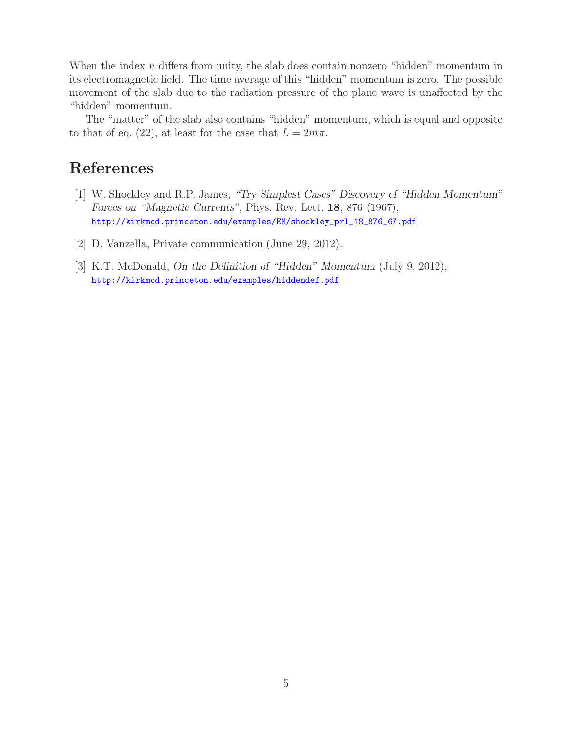When the index $n$ differs from unity, the slab does contain nonzero "hidden" momentum in its electromagnetic field. The time average of this "hidden" momentum is zero. The possible movement of the slab due to the radiation pressure of the plane wave is unaffected by the "hidden" momentum.

The "matter" of the slab also contains "hidden" momentum, which is equal and opposite to that of eq. (22), at least for the case that $L = 2m\pi$.

# References

[1] W. Shockley and R.P. James, *"Try Simplest Cases" Discovery of "Hidden Momentum" Forces on "Magnetic Currents"*, Phys. Rev. Lett. **18**, 876 (1967), http://kirkmcd.princeton.edu/examples/EM/shockley_prl_18_876_67.pdf

[2] D. Vanzella, Private communication (June 29, 2012).

[3] K.T. McDonald, *On the Definition of "Hidden" Momentum* (July 9, 2012), http://kirkmcd.princeton.edu/examples/hiddendef.pdf